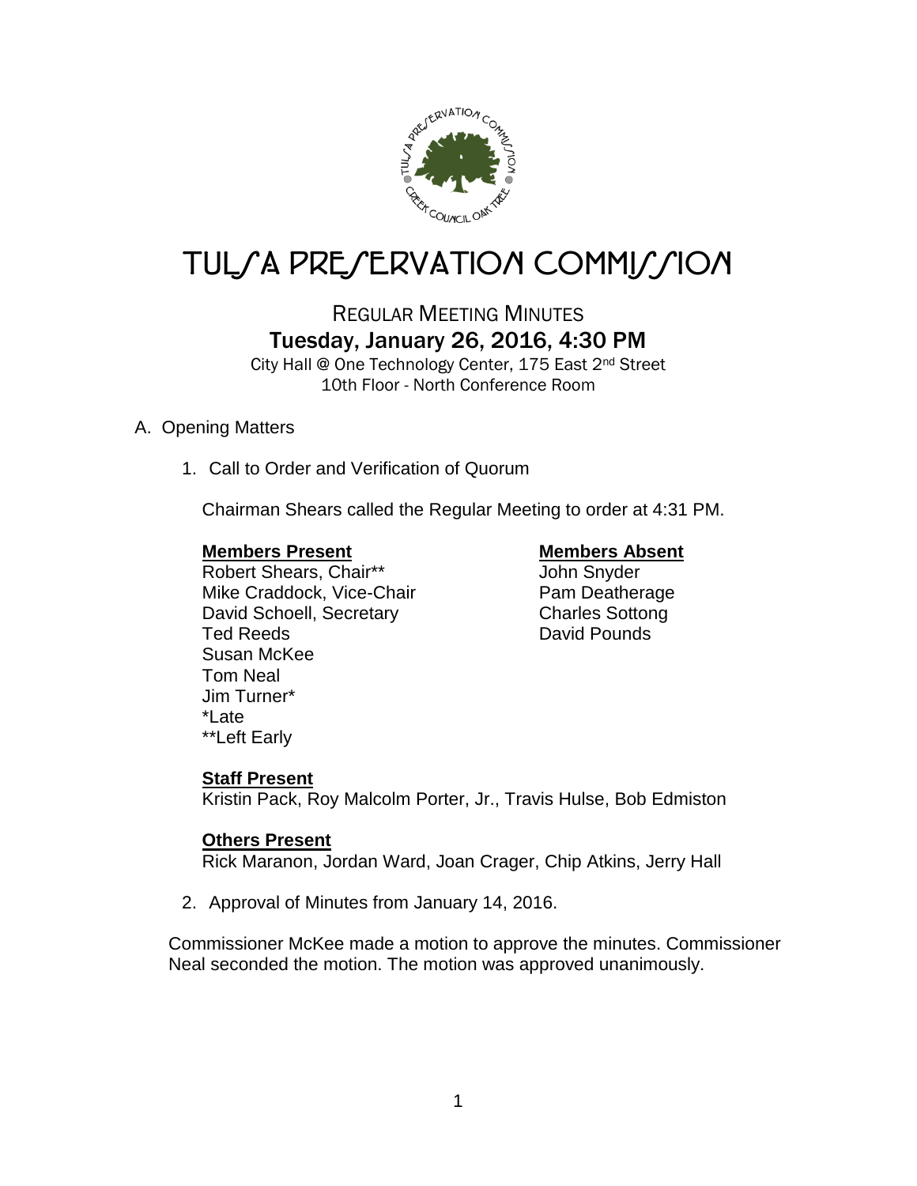# TULSA PRESERVATION COMMISSION

## REGULAR MEETING MINUTES

### Tuesday, January 26, 2016, 4:30 PM

City Hall @ One Technology Center, 175 East 2nd Street
10th Floor - North Conference Room

A. Opening Matters

1. Call to Order and Verification of Quorum

   Chairman Shears called the Regular Meeting to order at 4:31 PM.

   **Members Present**
   Robert Shears, Chair**
   Mike Craddock, Vice-Chair
   David Schoell, Secretary
   Ted Reeds
   Susan McKee
   Tom Neal
   Jim Turner*
   *Late
   **Left Early

   **Members Absent**
   John Snyder
   Pam Deatherage
   Charles Sottong
   David Pounds

   **Staff Present**
   Kristin Pack, Roy Malcolm Porter, Jr., Travis Hulse, Bob Edmiston

   **Others Present**
   Rick Maranon, Jordan Ward, Joan Crager, Chip Atkins, Jerry Hall

2. Approval of Minutes from January 14, 2016.

Commissioner McKee made a motion to approve the minutes. Commissioner Neal seconded the motion. The motion was approved unanimously.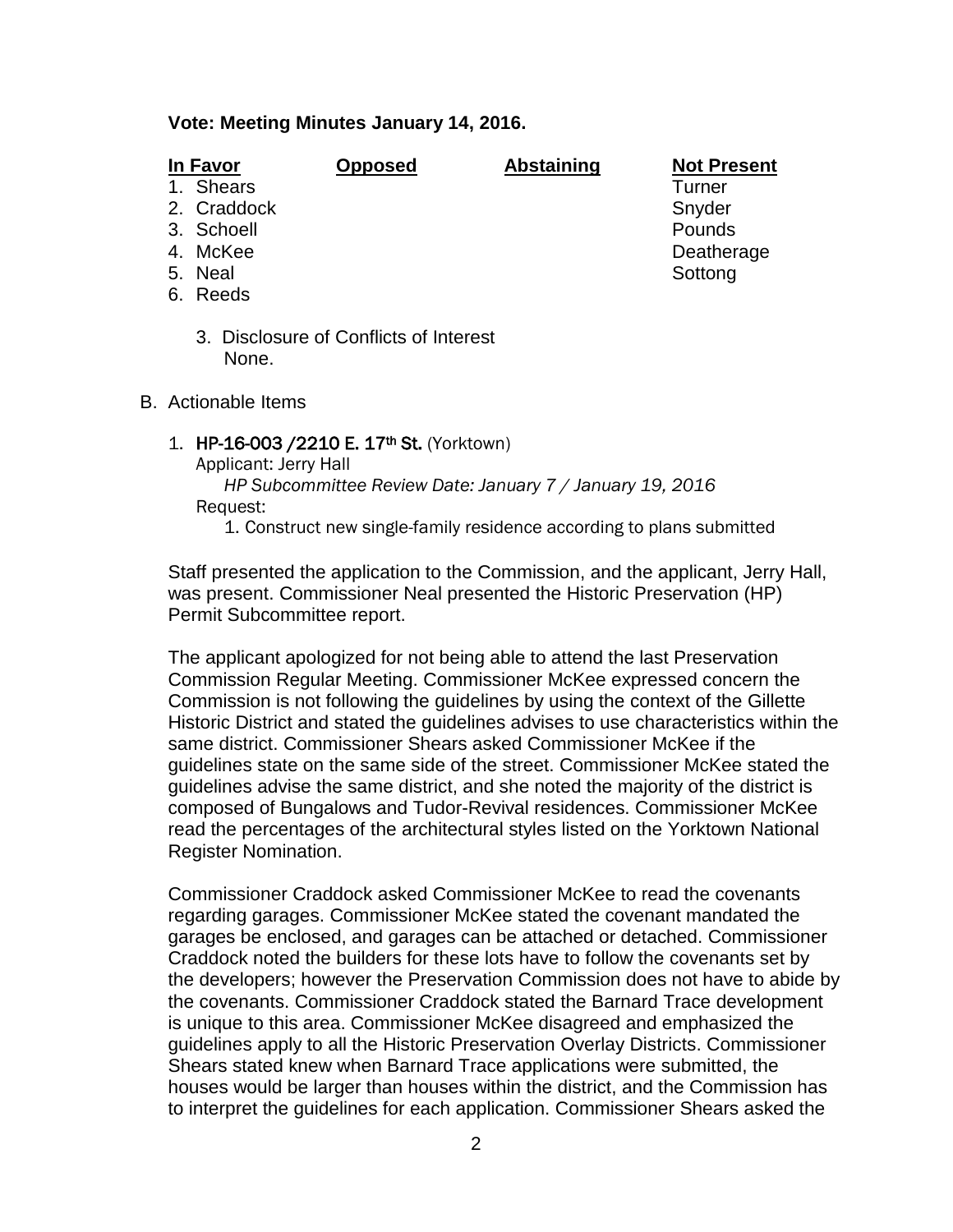**Vote: Meeting Minutes January 14, 2016.**

| In Favor | Opposed | Abstaining | Not Present |
|---|---|---|---|
| 1. Shears | | | Turner |
| 2. Craddock | | | Snyder |
| 3. Schoell | | | Pounds |
| 4. McKee | | | Deatherage |
| 5. Neal | | | Sottong |
| 6. Reeds | | | |

3. Disclosure of Conflicts of Interest
   None.

B. Actionable Items

1. **HP-16-003 /2210 E. 17th St.** (Yorktown)
   Applicant: Jerry Hall
   *HP Subcommittee Review Date: January 7 / January 19, 2016*
   Request:
   1. Construct new single-family residence according to plans submitted

Staff presented the application to the Commission, and the applicant, Jerry Hall, was present. Commissioner Neal presented the Historic Preservation (HP) Permit Subcommittee report.

The applicant apologized for not being able to attend the last Preservation Commission Regular Meeting. Commissioner McKee expressed concern the Commission is not following the guidelines by using the context of the Gillette Historic District and stated the guidelines advises to use characteristics within the same district. Commissioner Shears asked Commissioner McKee if the guidelines state on the same side of the street. Commissioner McKee stated the guidelines advise the same district, and she noted the majority of the district is composed of Bungalows and Tudor-Revival residences. Commissioner McKee read the percentages of the architectural styles listed on the Yorktown National Register Nomination.

Commissioner Craddock asked Commissioner McKee to read the covenants regarding garages. Commissioner McKee stated the covenant mandated the garages be enclosed, and garages can be attached or detached. Commissioner Craddock noted the builders for these lots have to follow the covenants set by the developers; however the Preservation Commission does not have to abide by the covenants. Commissioner Craddock stated the Barnard Trace development is unique to this area. Commissioner McKee disagreed and emphasized the guidelines apply to all the Historic Preservation Overlay Districts. Commissioner Shears stated knew when Barnard Trace applications were submitted, the houses would be larger than houses within the district, and the Commission has to interpret the guidelines for each application. Commissioner Shears asked the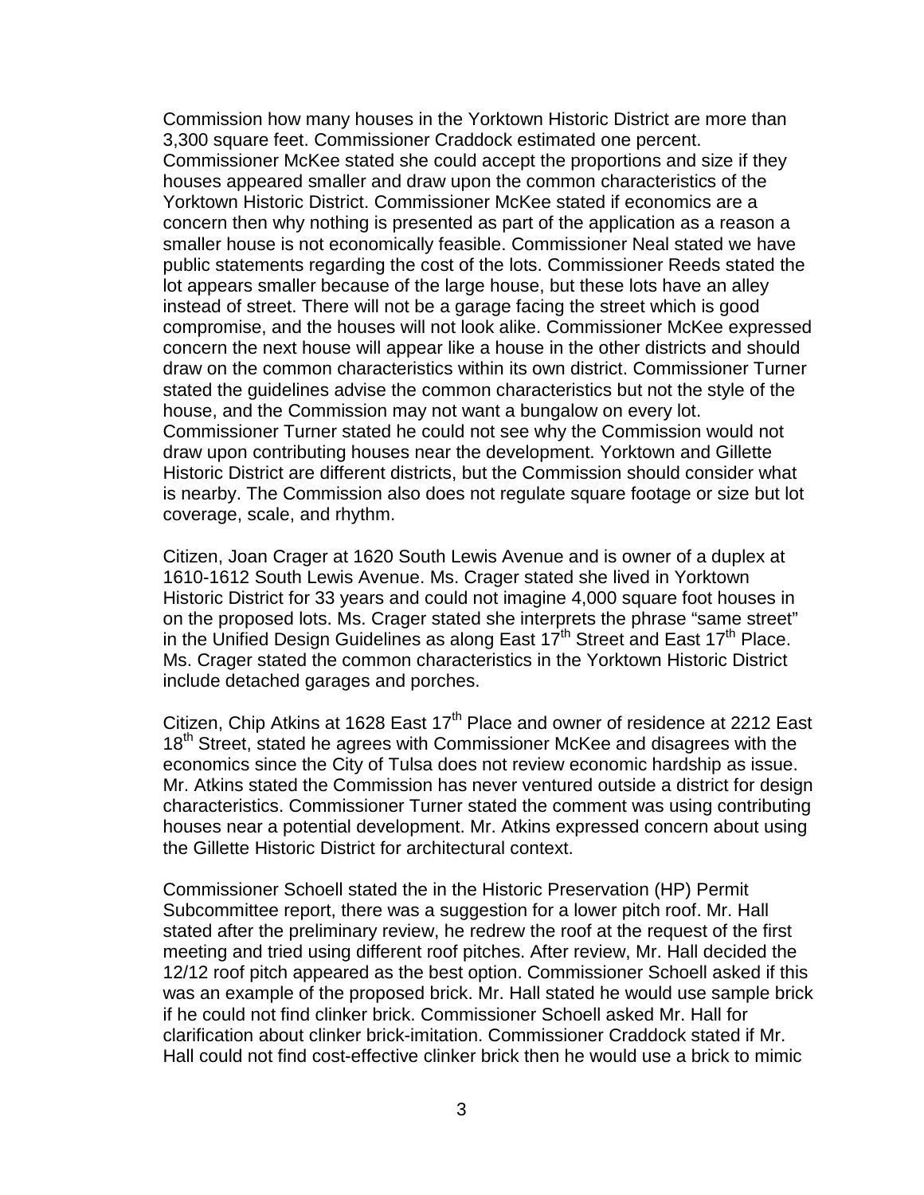Commission how many houses in the Yorktown Historic District are more than 3,300 square feet. Commissioner Craddock estimated one percent. Commissioner McKee stated she could accept the proportions and size if they houses appeared smaller and draw upon the common characteristics of the Yorktown Historic District. Commissioner McKee stated if economics are a concern then why nothing is presented as part of the application as a reason a smaller house is not economically feasible. Commissioner Neal stated we have public statements regarding the cost of the lots. Commissioner Reeds stated the lot appears smaller because of the large house, but these lots have an alley instead of street. There will not be a garage facing the street which is good compromise, and the houses will not look alike. Commissioner McKee expressed concern the next house will appear like a house in the other districts and should draw on the common characteristics within its own district. Commissioner Turner stated the guidelines advise the common characteristics but not the style of the house, and the Commission may not want a bungalow on every lot. Commissioner Turner stated he could not see why the Commission would not draw upon contributing houses near the development. Yorktown and Gillette Historic District are different districts, but the Commission should consider what is nearby. The Commission also does not regulate square footage or size but lot coverage, scale, and rhythm.

Citizen, Joan Crager at 1620 South Lewis Avenue and is owner of a duplex at 1610-1612 South Lewis Avenue. Ms. Crager stated she lived in Yorktown Historic District for 33 years and could not imagine 4,000 square foot houses in on the proposed lots. Ms. Crager stated she interprets the phrase "same street" in the Unified Design Guidelines as along East 17th Street and East 17th Place. Ms. Crager stated the common characteristics in the Yorktown Historic District include detached garages and porches.

Citizen, Chip Atkins at 1628 East 17th Place and owner of residence at 2212 East 18th Street, stated he agrees with Commissioner McKee and disagrees with the economics since the City of Tulsa does not review economic hardship as issue. Mr. Atkins stated the Commission has never ventured outside a district for design characteristics. Commissioner Turner stated the comment was using contributing houses near a potential development. Mr. Atkins expressed concern about using the Gillette Historic District for architectural context.

Commissioner Schoell stated the in the Historic Preservation (HP) Permit Subcommittee report, there was a suggestion for a lower pitch roof. Mr. Hall stated after the preliminary review, he redrew the roof at the request of the first meeting and tried using different roof pitches. After review, Mr. Hall decided the 12/12 roof pitch appeared as the best option. Commissioner Schoell asked if this was an example of the proposed brick. Mr. Hall stated he would use sample brick if he could not find clinker brick. Commissioner Schoell asked Mr. Hall for clarification about clinker brick-imitation. Commissioner Craddock stated if Mr. Hall could not find cost-effective clinker brick then he would use a brick to mimic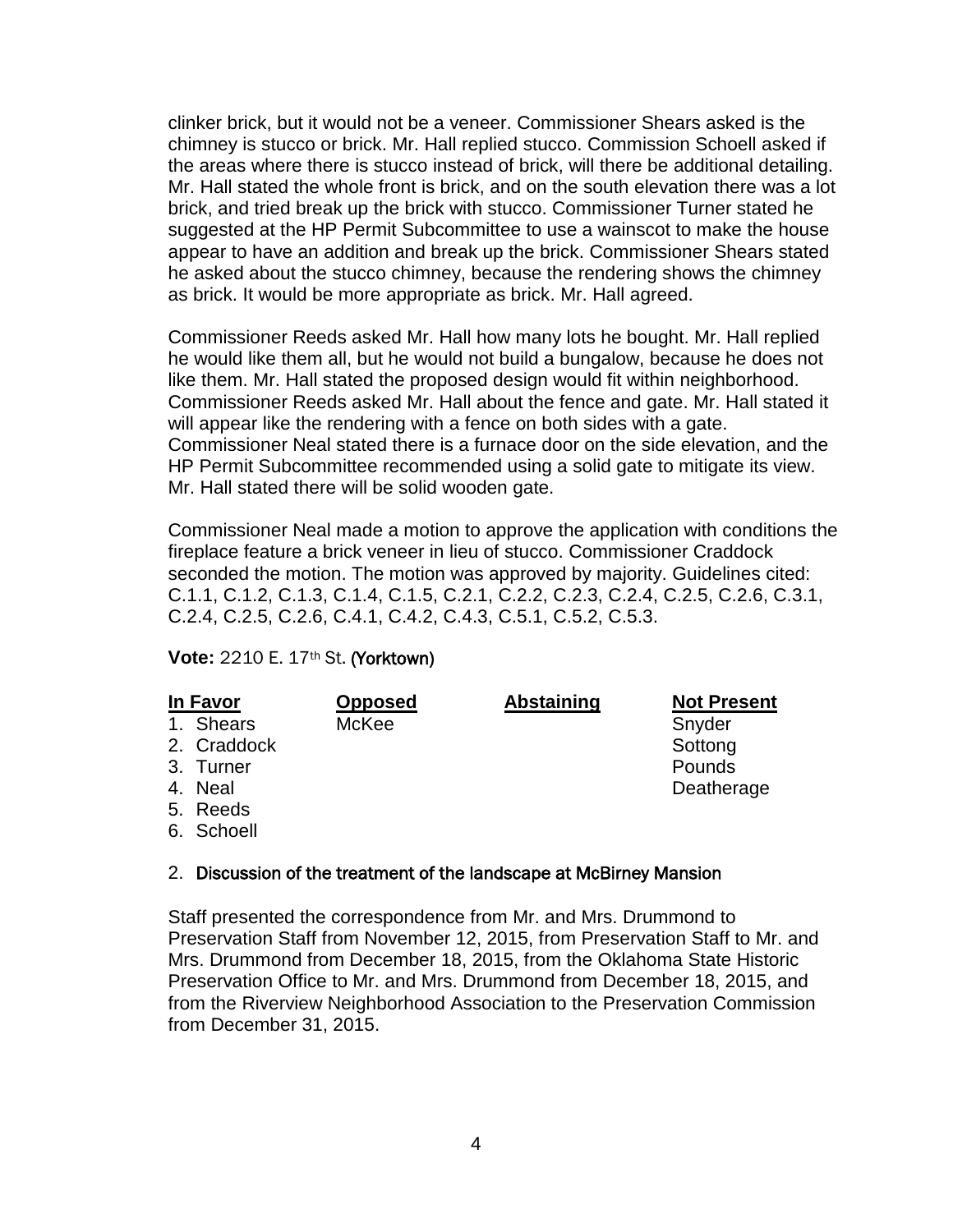clinker brick, but it would not be a veneer. Commissioner Shears asked is the chimney is stucco or brick. Mr. Hall replied stucco. Commission Schoell asked if the areas where there is stucco instead of brick, will there be additional detailing. Mr. Hall stated the whole front is brick, and on the south elevation there was a lot brick, and tried break up the brick with stucco. Commissioner Turner stated he suggested at the HP Permit Subcommittee to use a wainscot to make the house appear to have an addition and break up the brick. Commissioner Shears stated he asked about the stucco chimney, because the rendering shows the chimney as brick. It would be more appropriate as brick. Mr. Hall agreed.

Commissioner Reeds asked Mr. Hall how many lots he bought. Mr. Hall replied he would like them all, but he would not build a bungalow, because he does not like them. Mr. Hall stated the proposed design would fit within neighborhood. Commissioner Reeds asked Mr. Hall about the fence and gate. Mr. Hall stated it will appear like the rendering with a fence on both sides with a gate. Commissioner Neal stated there is a furnace door on the side elevation, and the HP Permit Subcommittee recommended using a solid gate to mitigate its view. Mr. Hall stated there will be solid wooden gate.

Commissioner Neal made a motion to approve the application with conditions the fireplace feature a brick veneer in lieu of stucco. Commissioner Craddock seconded the motion. The motion was approved by majority. Guidelines cited: C.1.1, C.1.2, C.1.3, C.1.4, C.1.5, C.2.1, C.2.2, C.2.3, C.2.4, C.2.5, C.2.6, C.3.1, C.2.4, C.2.5, C.2.6, C.4.1, C.4.2, C.4.3, C.5.1, C.5.2, C.5.3.

**Vote:** 2210 E. 17th St. (Yorktown)

| In Favor | Opposed | Abstaining | Not Present |
|---|---|---|---|
| 1. Shears | McKee | | Snyder |
| 2. Craddock | | | Sottong |
| 3. Turner | | | Pounds |
| 4. Neal | | | Deatherage |
| 5. Reeds | | | |
| 6. Schoell | | | |

2. Discussion of the treatment of the landscape at McBirney Mansion

Staff presented the correspondence from Mr. and Mrs. Drummond to Preservation Staff from November 12, 2015, from Preservation Staff to Mr. and Mrs. Drummond from December 18, 2015, from the Oklahoma State Historic Preservation Office to Mr. and Mrs. Drummond from December 18, 2015, and from the Riverview Neighborhood Association to the Preservation Commission from December 31, 2015.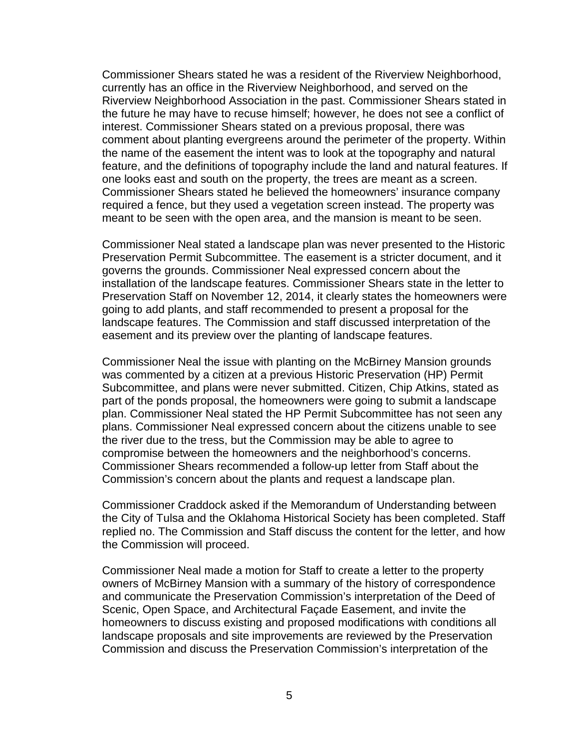Commissioner Shears stated he was a resident of the Riverview Neighborhood, currently has an office in the Riverview Neighborhood, and served on the Riverview Neighborhood Association in the past. Commissioner Shears stated in the future he may have to recuse himself; however, he does not see a conflict of interest. Commissioner Shears stated on a previous proposal, there was comment about planting evergreens around the perimeter of the property. Within the name of the easement the intent was to look at the topography and natural feature, and the definitions of topography include the land and natural features. If one looks east and south on the property, the trees are meant as a screen. Commissioner Shears stated he believed the homeowners' insurance company required a fence, but they used a vegetation screen instead. The property was meant to be seen with the open area, and the mansion is meant to be seen.

Commissioner Neal stated a landscape plan was never presented to the Historic Preservation Permit Subcommittee. The easement is a stricter document, and it governs the grounds. Commissioner Neal expressed concern about the installation of the landscape features. Commissioner Shears state in the letter to Preservation Staff on November 12, 2014, it clearly states the homeowners were going to add plants, and staff recommended to present a proposal for the landscape features. The Commission and staff discussed interpretation of the easement and its preview over the planting of landscape features.

Commissioner Neal the issue with planting on the McBirney Mansion grounds was commented by a citizen at a previous Historic Preservation (HP) Permit Subcommittee, and plans were never submitted. Citizen, Chip Atkins, stated as part of the ponds proposal, the homeowners were going to submit a landscape plan. Commissioner Neal stated the HP Permit Subcommittee has not seen any plans. Commissioner Neal expressed concern about the citizens unable to see the river due to the tress, but the Commission may be able to agree to compromise between the homeowners and the neighborhood's concerns. Commissioner Shears recommended a follow-up letter from Staff about the Commission's concern about the plants and request a landscape plan.

Commissioner Craddock asked if the Memorandum of Understanding between the City of Tulsa and the Oklahoma Historical Society has been completed. Staff replied no. The Commission and Staff discuss the content for the letter, and how the Commission will proceed.

Commissioner Neal made a motion for Staff to create a letter to the property owners of McBirney Mansion with a summary of the history of correspondence and communicate the Preservation Commission's interpretation of the Deed of Scenic, Open Space, and Architectural Façade Easement, and invite the homeowners to discuss existing and proposed modifications with conditions all landscape proposals and site improvements are reviewed by the Preservation Commission and discuss the Preservation Commission's interpretation of the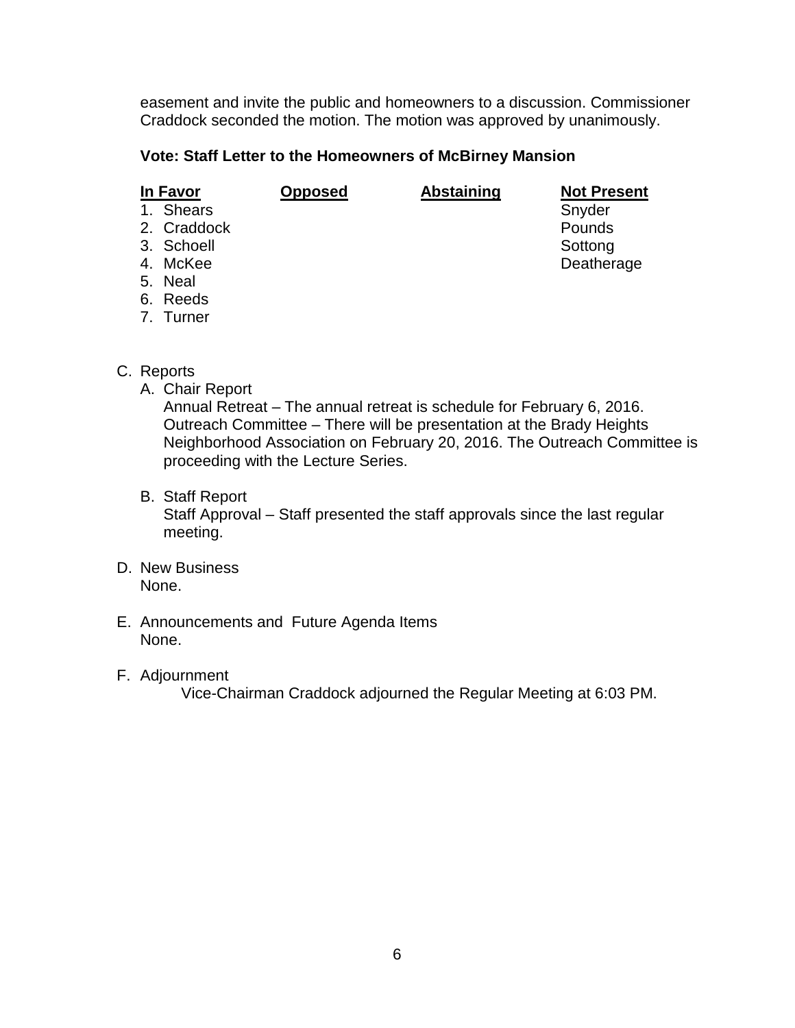easement and invite the public and homeowners to a discussion. Commissioner Craddock seconded the motion. The motion was approved by unanimously.

**Vote: Staff Letter to the Homeowners of McBirney Mansion**

| In Favor | Opposed | Abstaining | Not Present |
| --- | --- | --- | --- |
| 1. Shears | | | Snyder |
| 2. Craddock | | | Pounds |
| 3. Schoell | | | Sottong |
| 4. McKee | | | Deatherage |
| 5. Neal | | | |
| 6. Reeds | | | |
| 7. Turner | | | |

C. Reports

A. Chair Report
Annual Retreat – The annual retreat is schedule for February 6, 2016.
Outreach Committee – There will be presentation at the Brady Heights Neighborhood Association on February 20, 2016. The Outreach Committee is proceeding with the Lecture Series.

B. Staff Report
Staff Approval – Staff presented the staff approvals since the last regular meeting.

D. New Business
None.

E. Announcements and Future Agenda Items
None.

F. Adjournment
Vice-Chairman Craddock adjourned the Regular Meeting at 6:03 PM.